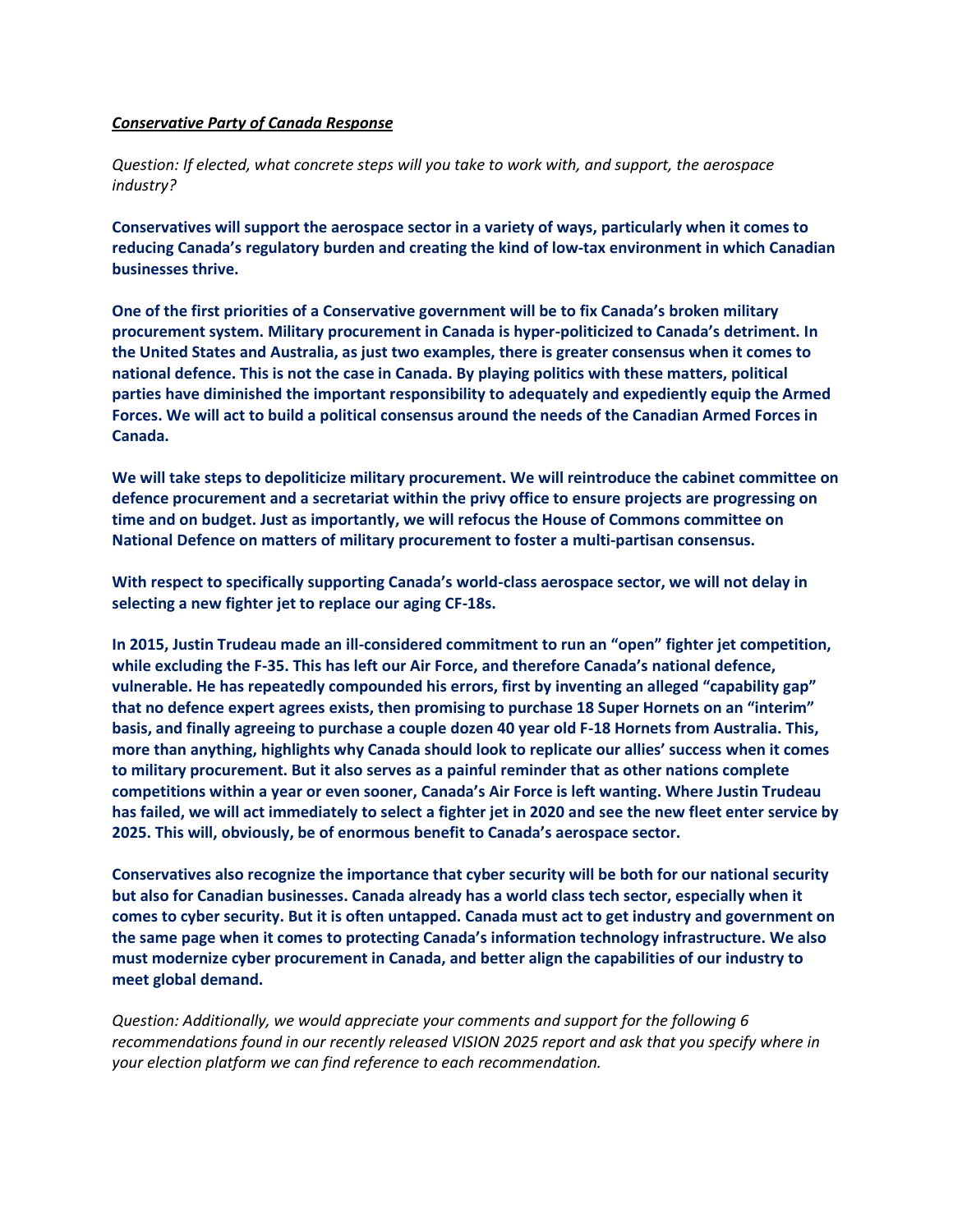***Conservative Party of Canada Response***

*Question: If elected, what concrete steps will you take to work with, and support, the aerospace industry?*

**Conservatives will support the aerospace sector in a variety of ways, particularly when it comes to reducing Canada's regulatory burden and creating the kind of low-tax environment in which Canadian businesses thrive.**

**One of the first priorities of a Conservative government will be to fix Canada's broken military procurement system. Military procurement in Canada is hyper-politicized to Canada's detriment. In the United States and Australia, as just two examples, there is greater consensus when it comes to national defence. This is not the case in Canada. By playing politics with these matters, political parties have diminished the important responsibility to adequately and expediently equip the Armed Forces. We will act to build a political consensus around the needs of the Canadian Armed Forces in Canada.**

**We will take steps to depoliticize military procurement. We will reintroduce the cabinet committee on defence procurement and a secretariat within the privy office to ensure projects are progressing on time and on budget. Just as importantly, we will refocus the House of Commons committee on National Defence on matters of military procurement to foster a multi-partisan consensus.**

**With respect to specifically supporting Canada's world-class aerospace sector, we will not delay in selecting a new fighter jet to replace our aging CF-18s.**

**In 2015, Justin Trudeau made an ill-considered commitment to run an "open" fighter jet competition, while excluding the F-35. This has left our Air Force, and therefore Canada's national defence, vulnerable. He has repeatedly compounded his errors, first by inventing an alleged "capability gap" that no defence expert agrees exists, then promising to purchase 18 Super Hornets on an "interim" basis, and finally agreeing to purchase a couple dozen 40 year old F-18 Hornets from Australia. This, more than anything, highlights why Canada should look to replicate our allies' success when it comes to military procurement. But it also serves as a painful reminder that as other nations complete competitions within a year or even sooner, Canada's Air Force is left wanting. Where Justin Trudeau has failed, we will act immediately to select a fighter jet in 2020 and see the new fleet enter service by 2025. This will, obviously, be of enormous benefit to Canada's aerospace sector.**

**Conservatives also recognize the importance that cyber security will be both for our national security but also for Canadian businesses. Canada already has a world class tech sector, especially when it comes to cyber security. But it is often untapped. Canada must act to get industry and government on the same page when it comes to protecting Canada's information technology infrastructure. We also must modernize cyber procurement in Canada, and better align the capabilities of our industry to meet global demand.**

*Question: Additionally, we would appreciate your comments and support for the following 6 recommendations found in our recently released VISION 2025 report and ask that you specify where in your election platform we can find reference to each recommendation.*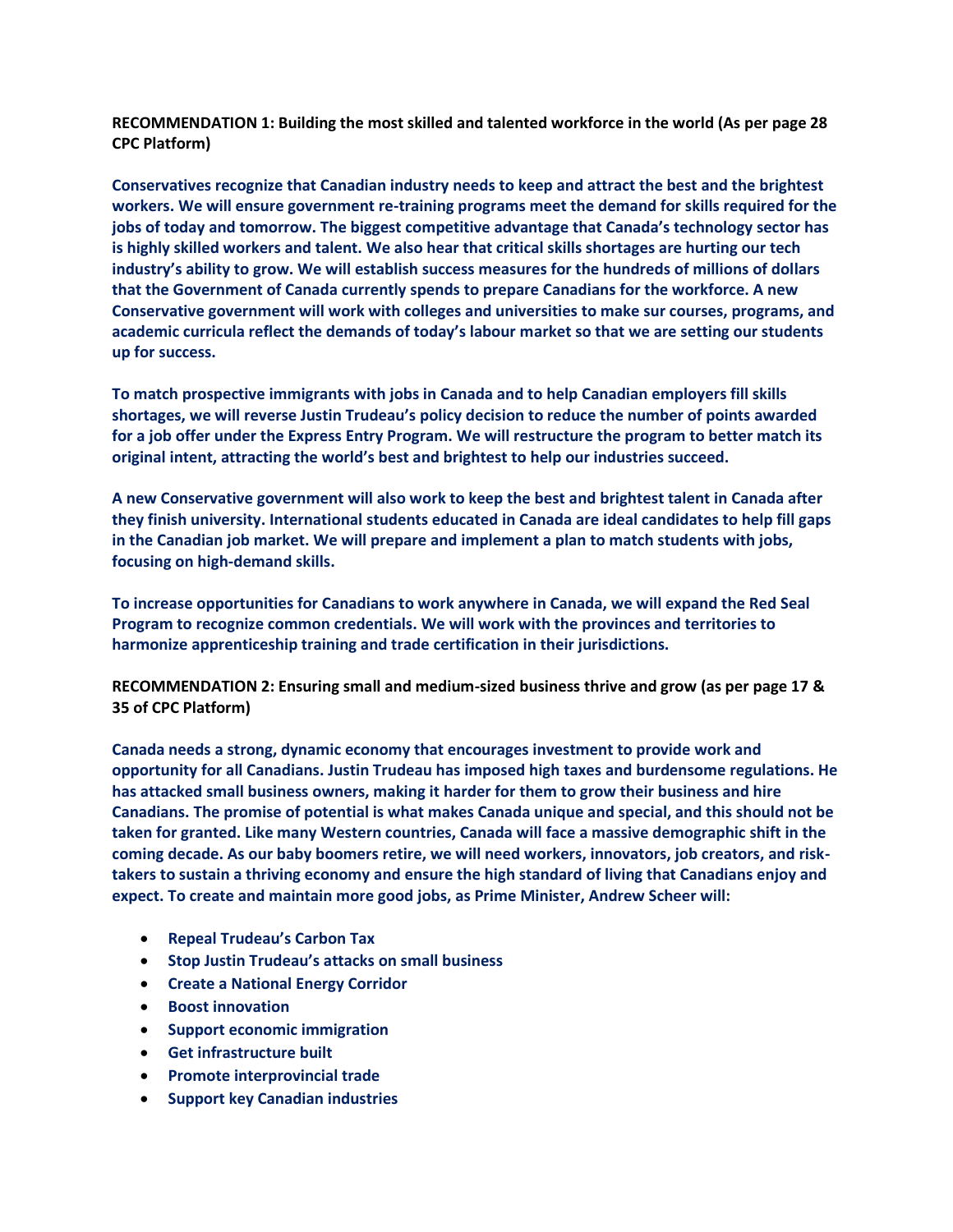**RECOMMENDATION 1: Building the most skilled and talented workforce in the world (As per page 28 CPC Platform)**

**Conservatives recognize that Canadian industry needs to keep and attract the best and the brightest workers. We will ensure government re-training programs meet the demand for skills required for the jobs of today and tomorrow. The biggest competitive advantage that Canada's technology sector has is highly skilled workers and talent. We also hear that critical skills shortages are hurting our tech industry's ability to grow. We will establish success measures for the hundreds of millions of dollars that the Government of Canada currently spends to prepare Canadians for the workforce. A new Conservative government will work with colleges and universities to make sur courses, programs, and academic curricula reflect the demands of today's labour market so that we are setting our students up for success.**

**To match prospective immigrants with jobs in Canada and to help Canadian employers fill skills shortages, we will reverse Justin Trudeau's policy decision to reduce the number of points awarded for a job offer under the Express Entry Program. We will restructure the program to better match its original intent, attracting the world's best and brightest to help our industries succeed.**

**A new Conservative government will also work to keep the best and brightest talent in Canada after they finish university. International students educated in Canada are ideal candidates to help fill gaps in the Canadian job market. We will prepare and implement a plan to match students with jobs, focusing on high-demand skills.**

**To increase opportunities for Canadians to work anywhere in Canada, we will expand the Red Seal Program to recognize common credentials. We will work with the provinces and territories to harmonize apprenticeship training and trade certification in their jurisdictions.**

**RECOMMENDATION 2: Ensuring small and medium-sized business thrive and grow (as per page 17 & 35 of CPC Platform)**

**Canada needs a strong, dynamic economy that encourages investment to provide work and opportunity for all Canadians. Justin Trudeau has imposed high taxes and burdensome regulations. He has attacked small business owners, making it harder for them to grow their business and hire Canadians. The promise of potential is what makes Canada unique and special, and this should not be taken for granted. Like many Western countries, Canada will face a massive demographic shift in the coming decade. As our baby boomers retire, we will need workers, innovators, job creators, and risk-takers to sustain a thriving economy and ensure the high standard of living that Canadians enjoy and expect. To create and maintain more good jobs, as Prime Minister, Andrew Scheer will:**

- **Repeal Trudeau's Carbon Tax**
- **Stop Justin Trudeau's attacks on small business**
- **Create a National Energy Corridor**
- **Boost innovation**
- **Support economic immigration**
- **Get infrastructure built**
- **Promote interprovincial trade**
- **Support key Canadian industries**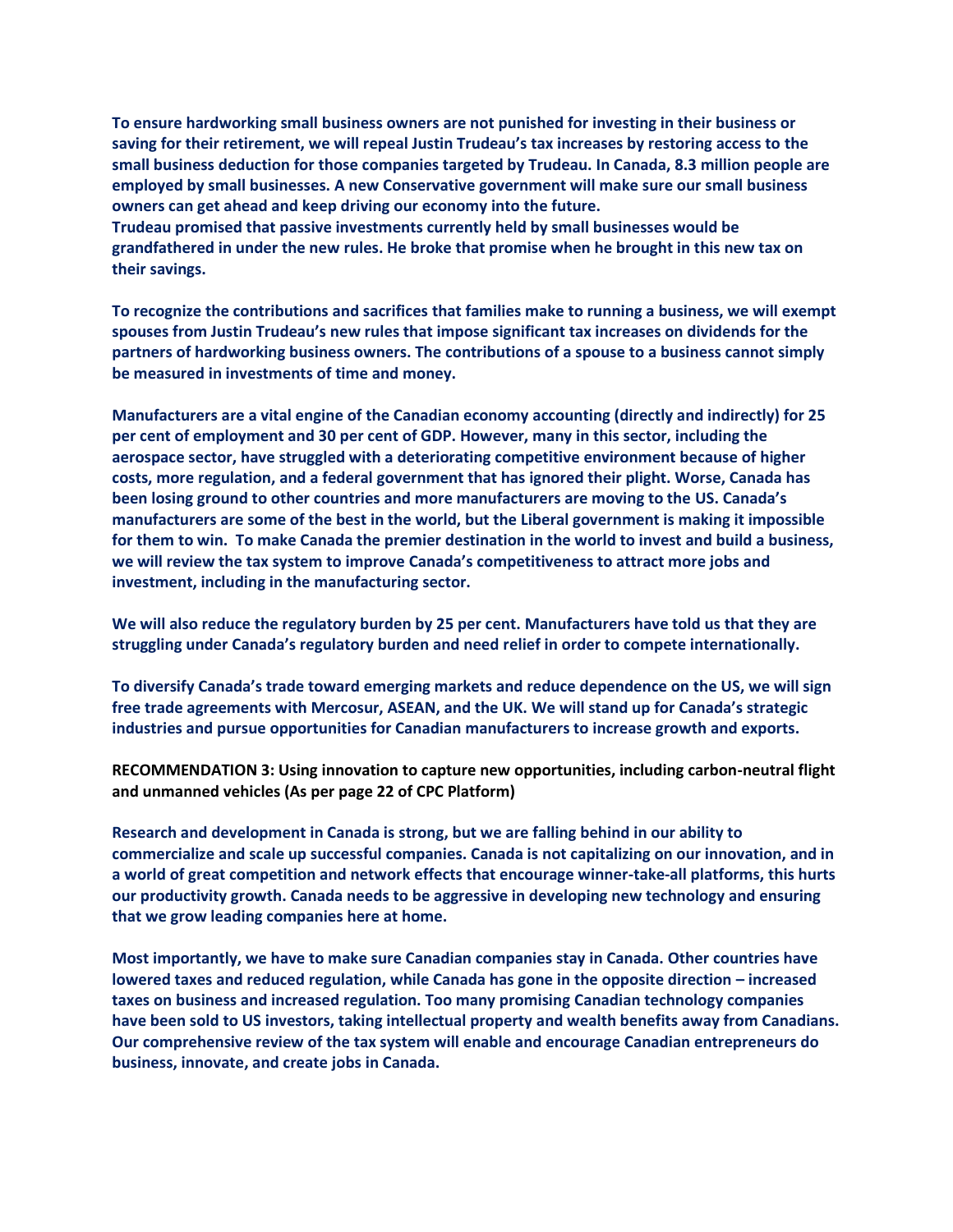**To ensure hardworking small business owners are not punished for investing in their business or saving for their retirement, we will repeal Justin Trudeau's tax increases by restoring access to the small business deduction for those companies targeted by Trudeau. In Canada, 8.3 million people are employed by small businesses. A new Conservative government will make sure our small business owners can get ahead and keep driving our economy into the future.**
**Trudeau promised that passive investments currently held by small businesses would be grandfathered in under the new rules. He broke that promise when he brought in this new tax on their savings.**

**To recognize the contributions and sacrifices that families make to running a business, we will exempt spouses from Justin Trudeau's new rules that impose significant tax increases on dividends for the partners of hardworking business owners. The contributions of a spouse to a business cannot simply be measured in investments of time and money.**

**Manufacturers are a vital engine of the Canadian economy accounting (directly and indirectly) for 25 per cent of employment and 30 per cent of GDP. However, many in this sector, including the aerospace sector, have struggled with a deteriorating competitive environment because of higher costs, more regulation, and a federal government that has ignored their plight. Worse, Canada has been losing ground to other countries and more manufacturers are moving to the US. Canada's manufacturers are some of the best in the world, but the Liberal government is making it impossible for them to win. To make Canada the premier destination in the world to invest and build a business, we will review the tax system to improve Canada's competitiveness to attract more jobs and investment, including in the manufacturing sector.**

**We will also reduce the regulatory burden by 25 per cent. Manufacturers have told us that they are struggling under Canada's regulatory burden and need relief in order to compete internationally.**

**To diversify Canada's trade toward emerging markets and reduce dependence on the US, we will sign free trade agreements with Mercosur, ASEAN, and the UK. We will stand up for Canada's strategic industries and pursue opportunities for Canadian manufacturers to increase growth and exports.**

**RECOMMENDATION 3: Using innovation to capture new opportunities, including carbon-neutral flight and unmanned vehicles (As per page 22 of CPC Platform)**

**Research and development in Canada is strong, but we are falling behind in our ability to commercialize and scale up successful companies. Canada is not capitalizing on our innovation, and in a world of great competition and network effects that encourage winner-take-all platforms, this hurts our productivity growth. Canada needs to be aggressive in developing new technology and ensuring that we grow leading companies here at home.**

**Most importantly, we have to make sure Canadian companies stay in Canada. Other countries have lowered taxes and reduced regulation, while Canada has gone in the opposite direction – increased taxes on business and increased regulation. Too many promising Canadian technology companies have been sold to US investors, taking intellectual property and wealth benefits away from Canadians. Our comprehensive review of the tax system will enable and encourage Canadian entrepreneurs do business, innovate, and create jobs in Canada.**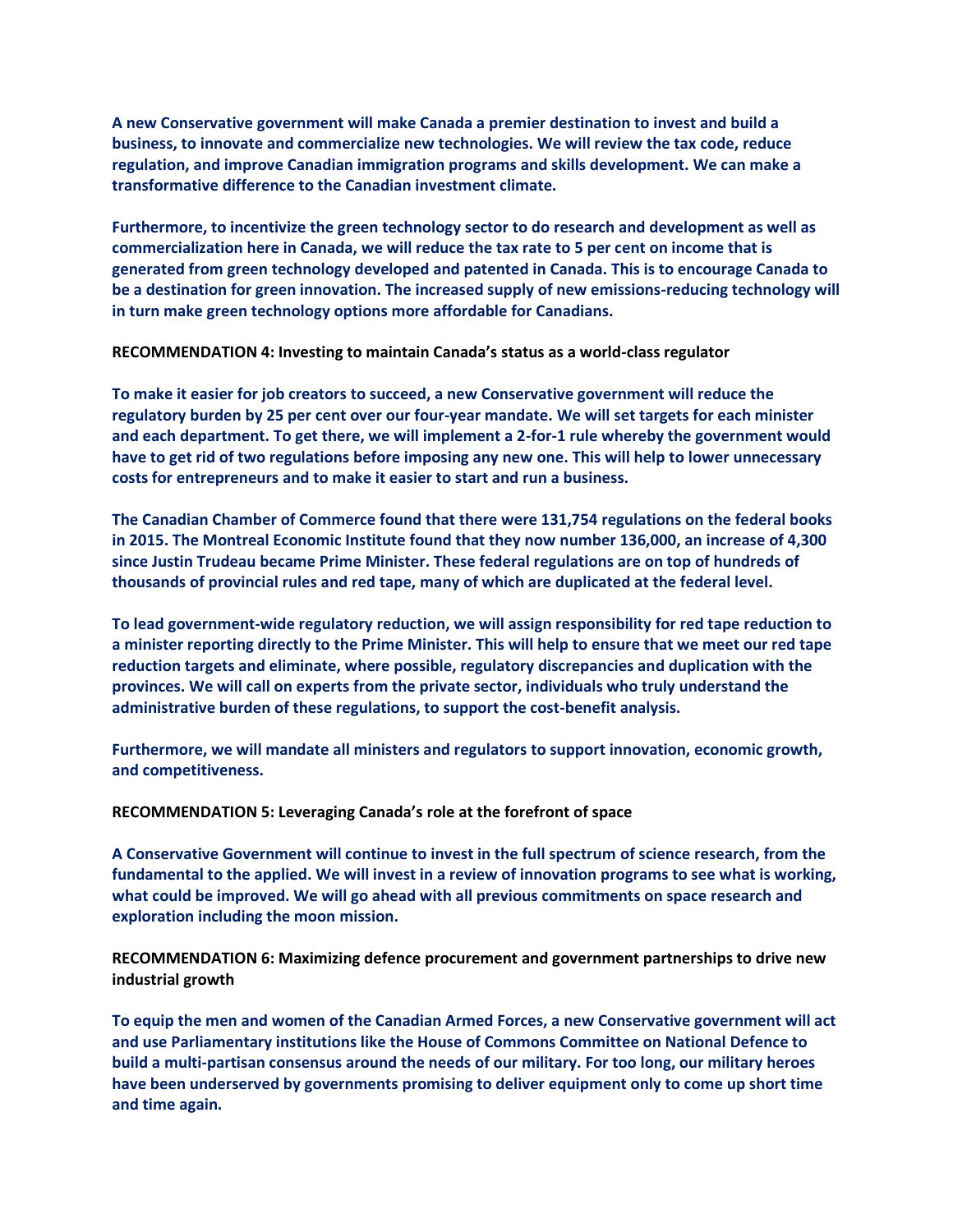**A new Conservative government will make Canada a premier destination to invest and build a business, to innovate and commercialize new technologies. We will review the tax code, reduce regulation, and improve Canadian immigration programs and skills development. We can make a transformative difference to the Canadian investment climate.**

**Furthermore, to incentivize the green technology sector to do research and development as well as commercialization here in Canada, we will reduce the tax rate to 5 per cent on income that is generated from green technology developed and patented in Canada. This is to encourage Canada to be a destination for green innovation. The increased supply of new emissions-reducing technology will in turn make green technology options more affordable for Canadians.**

**RECOMMENDATION 4: Investing to maintain Canada's status as a world-class regulator**

**To make it easier for job creators to succeed, a new Conservative government will reduce the regulatory burden by 25 per cent over our four-year mandate. We will set targets for each minister and each department. To get there, we will implement a 2-for-1 rule whereby the government would have to get rid of two regulations before imposing any new one. This will help to lower unnecessary costs for entrepreneurs and to make it easier to start and run a business.**

**The Canadian Chamber of Commerce found that there were 131,754 regulations on the federal books in 2015. The Montreal Economic Institute found that they now number 136,000, an increase of 4,300 since Justin Trudeau became Prime Minister. These federal regulations are on top of hundreds of thousands of provincial rules and red tape, many of which are duplicated at the federal level.**

**To lead government-wide regulatory reduction, we will assign responsibility for red tape reduction to a minister reporting directly to the Prime Minister. This will help to ensure that we meet our red tape reduction targets and eliminate, where possible, regulatory discrepancies and duplication with the provinces. We will call on experts from the private sector, individuals who truly understand the administrative burden of these regulations, to support the cost-benefit analysis.**

**Furthermore, we will mandate all ministers and regulators to support innovation, economic growth, and competitiveness.**

**RECOMMENDATION 5: Leveraging Canada's role at the forefront of space**

**A Conservative Government will continue to invest in the full spectrum of science research, from the fundamental to the applied. We will invest in a review of innovation programs to see what is working, what could be improved. We will go ahead with all previous commitments on space research and exploration including the moon mission.**

**RECOMMENDATION 6: Maximizing defence procurement and government partnerships to drive new industrial growth**

**To equip the men and women of the Canadian Armed Forces, a new Conservative government will act and use Parliamentary institutions like the House of Commons Committee on National Defence to build a multi-partisan consensus around the needs of our military. For too long, our military heroes have been underserved by governments promising to deliver equipment only to come up short time and time again.**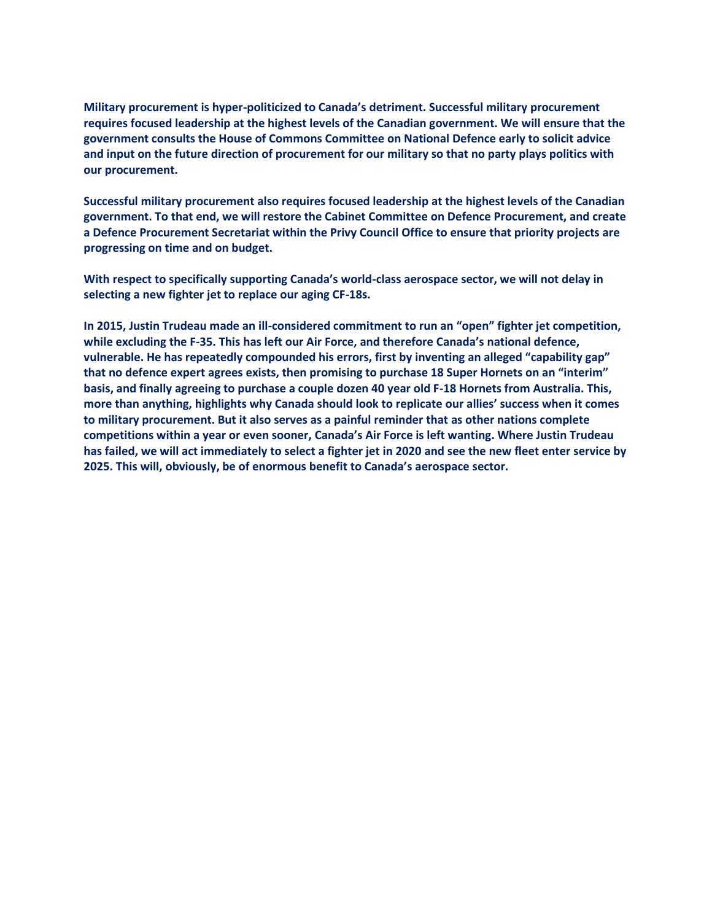**Military procurement is hyper-politicized to Canada's detriment. Successful military procurement requires focused leadership at the highest levels of the Canadian government. We will ensure that the government consults the House of Commons Committee on National Defence early to solicit advice and input on the future direction of procurement for our military so that no party plays politics with our procurement.**

**Successful military procurement also requires focused leadership at the highest levels of the Canadian government. To that end, we will restore the Cabinet Committee on Defence Procurement, and create a Defence Procurement Secretariat within the Privy Council Office to ensure that priority projects are progressing on time and on budget.**

**With respect to specifically supporting Canada's world-class aerospace sector, we will not delay in selecting a new fighter jet to replace our aging CF-18s.**

**In 2015, Justin Trudeau made an ill-considered commitment to run an "open" fighter jet competition, while excluding the F-35. This has left our Air Force, and therefore Canada's national defence, vulnerable. He has repeatedly compounded his errors, first by inventing an alleged "capability gap" that no defence expert agrees exists, then promising to purchase 18 Super Hornets on an "interim" basis, and finally agreeing to purchase a couple dozen 40 year old F-18 Hornets from Australia. This, more than anything, highlights why Canada should look to replicate our allies' success when it comes to military procurement. But it also serves as a painful reminder that as other nations complete competitions within a year or even sooner, Canada's Air Force is left wanting. Where Justin Trudeau has failed, we will act immediately to select a fighter jet in 2020 and see the new fleet enter service by 2025. This will, obviously, be of enormous benefit to Canada's aerospace sector.**